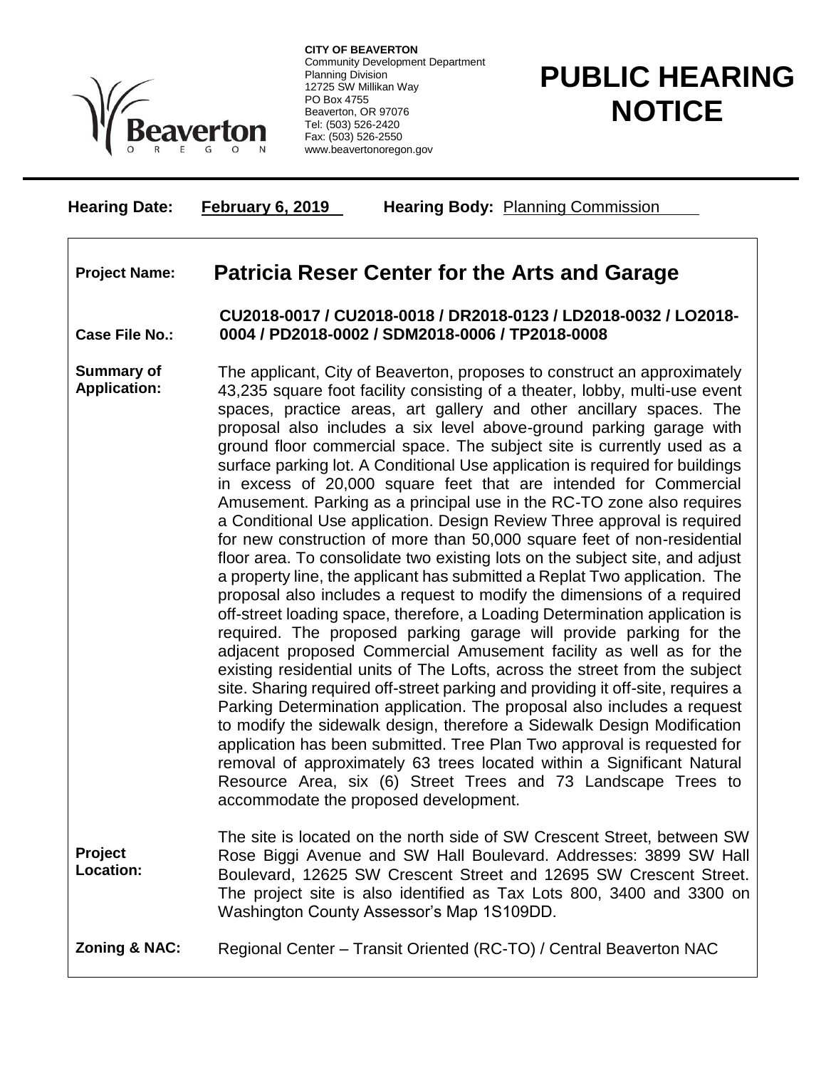**CITY OF BEAVERTON**
Community Development Department
Planning Division
12725 SW Millikan Way
PO Box 4755
Beaverton, OR 97076
Tel: (503) 526-2420
Fax: (503) 526-2550
www.beavertonoregon.gov

# PUBLIC HEARING NOTICE

**Hearing Date:** **February 6, 2019** **Hearing Body:** Planning Commission

**Project Name:** **Patricia Reser Center for the Arts and Garage**

**Case File No.:** **CU2018-0017 / CU2018-0018 / DR2018-0123 / LD2018-0032 / LO2018-0004 / PD2018-0002 / SDM2018-0006 / TP2018-0008**

**Summary of Application:** The applicant, City of Beaverton, proposes to construct an approximately 43,235 square foot facility consisting of a theater, lobby, multi-use event spaces, practice areas, art gallery and other ancillary spaces. The proposal also includes a six level above-ground parking garage with ground floor commercial space. The subject site is currently used as a surface parking lot. A Conditional Use application is required for buildings in excess of 20,000 square feet that are intended for Commercial Amusement. Parking as a principal use in the RC-TO zone also requires a Conditional Use application. Design Review Three approval is required for new construction of more than 50,000 square feet of non-residential floor area. To consolidate two existing lots on the subject site, and adjust a property line, the applicant has submitted a Replat Two application. The proposal also includes a request to modify the dimensions of a required off-street loading space, therefore, a Loading Determination application is required. The proposed parking garage will provide parking for the adjacent proposed Commercial Amusement facility as well as for the existing residential units of The Lofts, across the street from the subject site. Sharing required off-street parking and providing it off-site, requires a Parking Determination application. The proposal also includes a request to modify the sidewalk design, therefore a Sidewalk Design Modification application has been submitted. Tree Plan Two approval is requested for removal of approximately 63 trees located within a Significant Natural Resource Area, six (6) Street Trees and 73 Landscape Trees to accommodate the proposed development.

**Project Location:** The site is located on the north side of SW Crescent Street, between SW Rose Biggi Avenue and SW Hall Boulevard. Addresses: 3899 SW Hall Boulevard, 12625 SW Crescent Street and 12695 SW Crescent Street. The project site is also identified as Tax Lots 800, 3400 and 3300 on Washington County Assessor's Map 1S109DD.

**Zoning & NAC:** Regional Center – Transit Oriented (RC-TO) / Central Beaverton NAC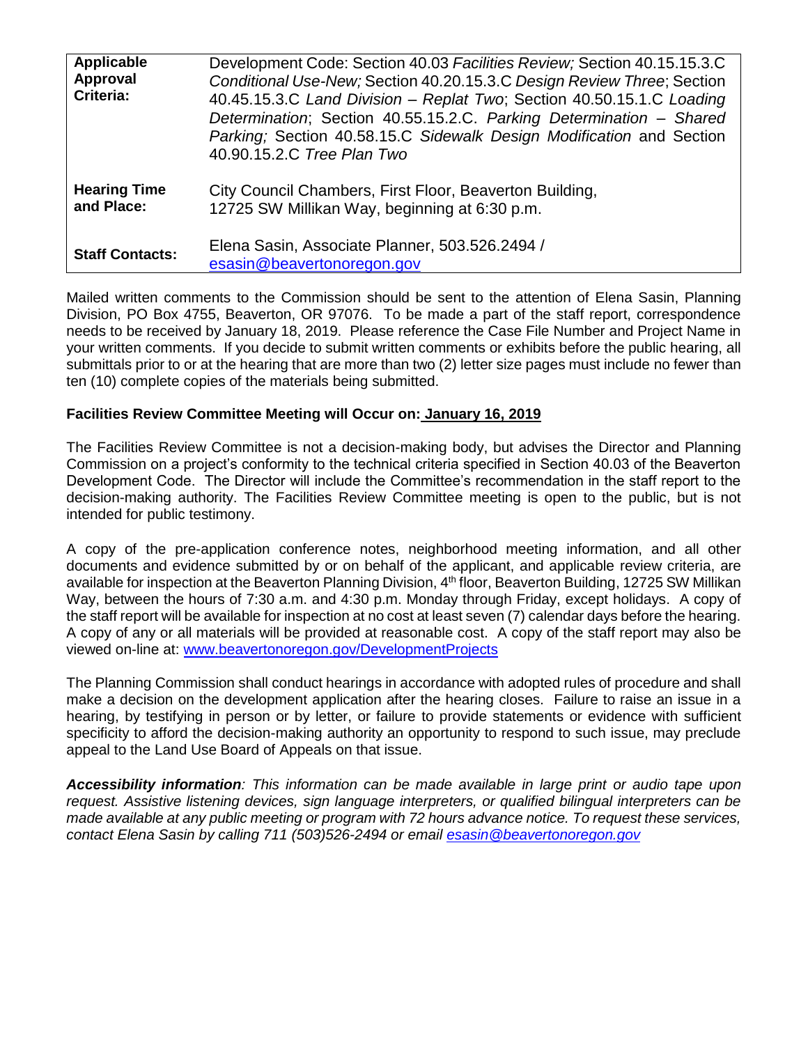| | |
|---|---|
| **Applicable Approval Criteria:** | Development Code: Section 40.03 *Facilities Review;* Section 40.15.15.3.C *Conditional Use-New;* Section 40.20.15.3.C *Design Review Three*; Section 40.45.15.3.C *Land Division – Replat Two*; Section 40.50.15.1.C *Loading Determination*; Section 40.55.15.2.C. *Parking Determination – Shared Parking;* Section 40.58.15.C *Sidewalk Design Modification* and Section 40.90.15.2.C *Tree Plan Two* |
| **Hearing Time and Place:** | City Council Chambers, First Floor, Beaverton Building, 12725 SW Millikan Way, beginning at 6:30 p.m. |
| **Staff Contacts:** | Elena Sasin, Associate Planner, 503.526.2494 / esasin@beavertonoregon.gov |

Mailed written comments to the Commission should be sent to the attention of Elena Sasin, Planning Division, PO Box 4755, Beaverton, OR 97076. To be made a part of the staff report, correspondence needs to be received by January 18, 2019. Please reference the Case File Number and Project Name in your written comments. If you decide to submit written comments or exhibits before the public hearing, all submittals prior to or at the hearing that are more than two (2) letter size pages must include no fewer than ten (10) complete copies of the materials being submitted.

**Facilities Review Committee Meeting will Occur on: January 16, 2019**

The Facilities Review Committee is not a decision-making body, but advises the Director and Planning Commission on a project's conformity to the technical criteria specified in Section 40.03 of the Beaverton Development Code. The Director will include the Committee's recommendation in the staff report to the decision-making authority. The Facilities Review Committee meeting is open to the public, but is not intended for public testimony.

A copy of the pre-application conference notes, neighborhood meeting information, and all other documents and evidence submitted by or on behalf of the applicant, and applicable review criteria, are available for inspection at the Beaverton Planning Division, 4th floor, Beaverton Building, 12725 SW Millikan Way, between the hours of 7:30 a.m. and 4:30 p.m. Monday through Friday, except holidays. A copy of the staff report will be available for inspection at no cost at least seven (7) calendar days before the hearing. A copy of any or all materials will be provided at reasonable cost. A copy of the staff report may also be viewed on-line at: www.beavertonoregon.gov/DevelopmentProjects

The Planning Commission shall conduct hearings in accordance with adopted rules of procedure and shall make a decision on the development application after the hearing closes. Failure to raise an issue in a hearing, by testifying in person or by letter, or failure to provide statements or evidence with sufficient specificity to afford the decision-making authority an opportunity to respond to such issue, may preclude appeal to the Land Use Board of Appeals on that issue.

***Accessibility information****: This information can be made available in large print or audio tape upon request. Assistive listening devices, sign language interpreters, or qualified bilingual interpreters can be made available at any public meeting or program with 72 hours advance notice. To request these services, contact Elena Sasin by calling 711 (503)526-2494 or email esasin@beavertonoregon.gov*